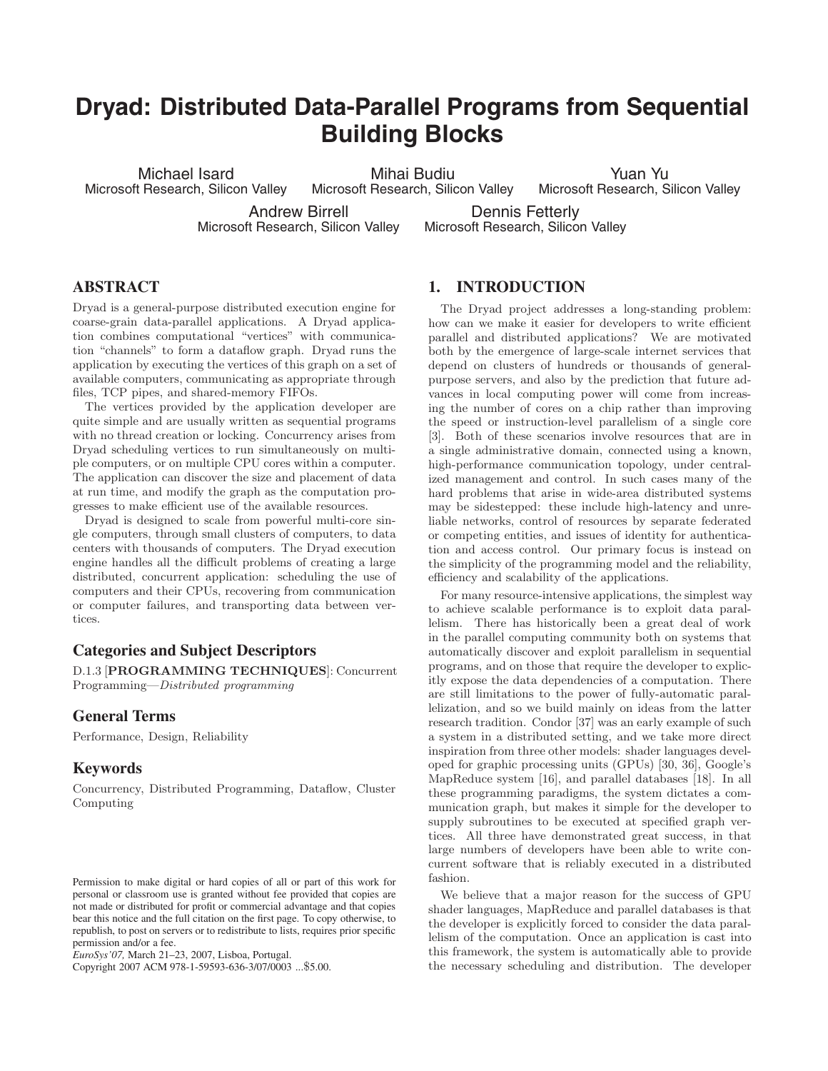# Dryad: Distributed Data-Parallel Programs from Sequential Building Blocks

Michael Isard
Microsoft Research, Silicon Valley

Mihai Budiu
Microsoft Research, Silicon Valley

Yuan Yu
Microsoft Research, Silicon Valley

Andrew Birrell
Microsoft Research, Silicon Valley

Dennis Fetterly
Microsoft Research, Silicon Valley

## ABSTRACT

Dryad is a general-purpose distributed execution engine for coarse-grain data-parallel applications. A Dryad application combines computational "vertices" with communication "channels" to form a dataflow graph. Dryad runs the application by executing the vertices of this graph on a set of available computers, communicating as appropriate through files, TCP pipes, and shared-memory FIFOs.

The vertices provided by the application developer are quite simple and are usually written as sequential programs with no thread creation or locking. Concurrency arises from Dryad scheduling vertices to run simultaneously on multiple computers, or on multiple CPU cores within a computer. The application can discover the size and placement of data at run time, and modify the graph as the computation progresses to make efficient use of the available resources.

Dryad is designed to scale from powerful multi-core single computers, through small clusters of computers, to data centers with thousands of computers. The Dryad execution engine handles all the difficult problems of creating a large distributed, concurrent application: scheduling the use of computers and their CPUs, recovering from communication or computer failures, and transporting data between vertices.

### Categories and Subject Descriptors

D.1.3 [**PROGRAMMING TECHNIQUES**]: Concurrent Programming—*Distributed programming*

### General Terms

Performance, Design, Reliability

### Keywords

Concurrency, Distributed Programming, Dataflow, Cluster Computing

Permission to make digital or hard copies of all or part of this work for personal or classroom use is granted without fee provided that copies are not made or distributed for profit or commercial advantage and that copies bear this notice and the full citation on the first page. To copy otherwise, to republish, to post on servers or to redistribute to lists, requires prior specific permission and/or a fee.
*EuroSys'07,* March 21–23, 2007, Lisboa, Portugal.
Copyright 2007 ACM 978-1-59593-636-3/07/0003 ...$5.00.

## 1. INTRODUCTION

The Dryad project addresses a long-standing problem: how can we make it easier for developers to write efficient parallel and distributed applications? We are motivated both by the emergence of large-scale internet services that depend on clusters of hundreds or thousands of general-purpose servers, and also by the prediction that future advances in local computing power will come from increasing the number of cores on a chip rather than improving the speed or instruction-level parallelism of a single core [3]. Both of these scenarios involve resources that are in a single administrative domain, connected using a known, high-performance communication topology, under centralized management and control. In such cases many of the hard problems that arise in wide-area distributed systems may be sidestepped: these include high-latency and unreliable networks, control of resources by separate federated or competing entities, and issues of identity for authentication and access control. Our primary focus is instead on the simplicity of the programming model and the reliability, efficiency and scalability of the applications.

For many resource-intensive applications, the simplest way to achieve scalable performance is to exploit data parallelism. There has historically been a great deal of work in the parallel computing community both on systems that automatically discover and exploit parallelism in sequential programs, and on those that require the developer to explicitly expose the data dependencies of a computation. There are still limitations to the power of fully-automatic parallelization, and so we build mainly on ideas from the latter research tradition. Condor [37] was an early example of such a system in a distributed setting, and we take more direct inspiration from three other models: shader languages developed for graphic processing units (GPUs) [30, 36], Google's MapReduce system [16], and parallel databases [18]. In all these programming paradigms, the system dictates a communication graph, but makes it simple for the developer to supply subroutines to be executed at specified graph vertices. All three have demonstrated great success, in that large numbers of developers have been able to write concurrent software that is reliably executed in a distributed fashion.

We believe that a major reason for the success of GPU shader languages, MapReduce and parallel databases is that the developer is explicitly forced to consider the data parallelism of the computation. Once an application is cast into this framework, the system is automatically able to provide the necessary scheduling and distribution. The developer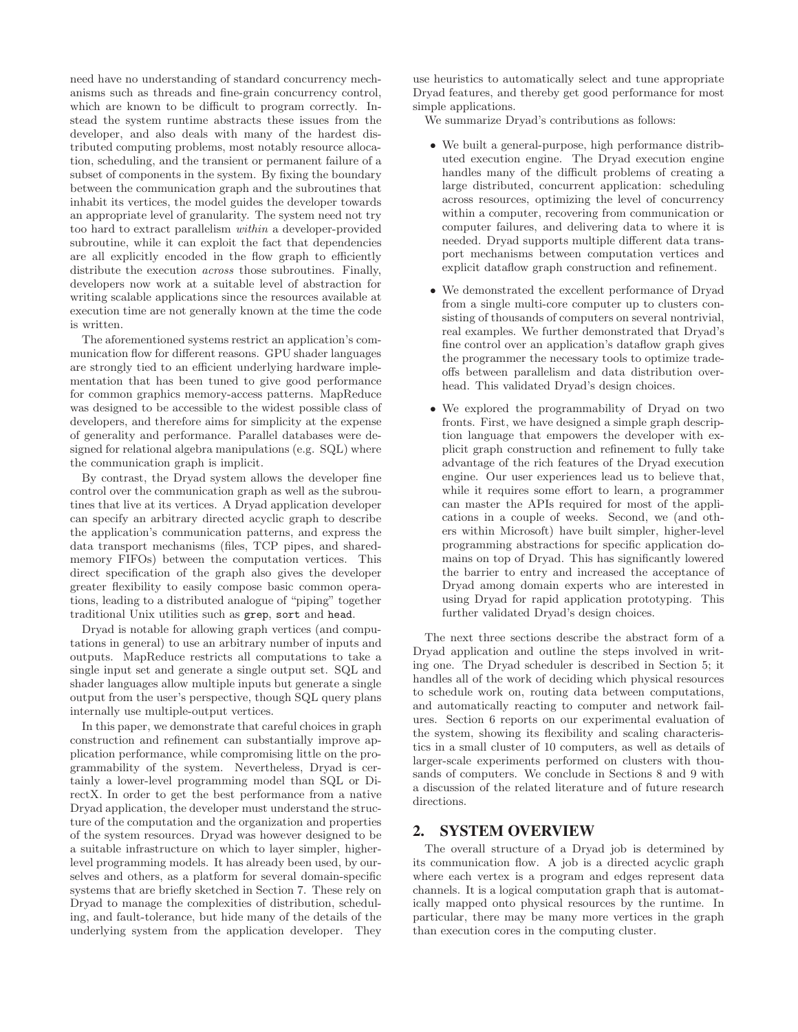need have no understanding of standard concurrency mechanisms such as threads and fine-grain concurrency control, which are known to be difficult to program correctly. Instead the system runtime abstracts these issues from the developer, and also deals with many of the hardest distributed computing problems, most notably resource allocation, scheduling, and the transient or permanent failure of a subset of components in the system. By fixing the boundary between the communication graph and the subroutines that inhabit its vertices, the model guides the developer towards an appropriate level of granularity. The system need not try too hard to extract parallelism *within* a developer-provided subroutine, while it can exploit the fact that dependencies are all explicitly encoded in the flow graph to efficiently distribute the execution *across* those subroutines. Finally, developers now work at a suitable level of abstraction for writing scalable applications since the resources available at execution time are not generally known at the time the code is written.

The aforementioned systems restrict an application's communication flow for different reasons. GPU shader languages are strongly tied to an efficient underlying hardware implementation that has been tuned to give good performance for common graphics memory-access patterns. MapReduce was designed to be accessible to the widest possible class of developers, and therefore aims for simplicity at the expense of generality and performance. Parallel databases were designed for relational algebra manipulations (e.g. SQL) where the communication graph is implicit.

By contrast, the Dryad system allows the developer fine control over the communication graph as well as the subroutines that live at its vertices. A Dryad application developer can specify an arbitrary directed acyclic graph to describe the application's communication patterns, and express the data transport mechanisms (files, TCP pipes, and shared-memory FIFOs) between the computation vertices. This direct specification of the graph also gives the developer greater flexibility to easily compose basic common operations, leading to a distributed analogue of "piping" together traditional Unix utilities such as `grep`, `sort` and `head`.

Dryad is notable for allowing graph vertices (and computations in general) to use an arbitrary number of inputs and outputs. MapReduce restricts all computations to take a single input set and generate a single output set. SQL and shader languages allow multiple inputs but generate a single output from the user's perspective, though SQL query plans internally use multiple-output vertices.

In this paper, we demonstrate that careful choices in graph construction and refinement can substantially improve application performance, while compromising little on the programmability of the system. Nevertheless, Dryad is certainly a lower-level programming model than SQL or DirectX. In order to get the best performance from a native Dryad application, the developer must understand the structure of the computation and the organization and properties of the system resources. Dryad was however designed to be a suitable infrastructure on which to layer simpler, higher-level programming models. It has already been used, by ourselves and others, as a platform for several domain-specific systems that are briefly sketched in Section 7. These rely on Dryad to manage the complexities of distribution, scheduling, and fault-tolerance, but hide many of the details of the underlying system from the application developer. They use heuristics to automatically select and tune appropriate Dryad features, and thereby get good performance for most simple applications.

We summarize Dryad's contributions as follows:

- We built a general-purpose, high performance distributed execution engine. The Dryad execution engine handles many of the difficult problems of creating a large distributed, concurrent application: scheduling across resources, optimizing the level of concurrency within a computer, recovering from communication or computer failures, and delivering data to where it is needed. Dryad supports multiple different data transport mechanisms between computation vertices and explicit dataflow graph construction and refinement.
- We demonstrated the excellent performance of Dryad from a single multi-core computer up to clusters consisting of thousands of computers on several nontrivial, real examples. We further demonstrated that Dryad's fine control over an application's dataflow graph gives the programmer the necessary tools to optimize tradeoffs between parallelism and data distribution overhead. This validated Dryad's design choices.
- We explored the programmability of Dryad on two fronts. First, we have designed a simple graph description language that empowers the developer with explicit graph construction and refinement to fully take advantage of the rich features of the Dryad execution engine. Our user experiences lead us to believe that, while it requires some effort to learn, a programmer can master the APIs required for most of the applications in a couple of weeks. Second, we (and others within Microsoft) have built simpler, higher-level programming abstractions for specific application domains on top of Dryad. This has significantly lowered the barrier to entry and increased the acceptance of Dryad among domain experts who are interested in using Dryad for rapid application prototyping. This further validated Dryad's design choices.

The next three sections describe the abstract form of a Dryad application and outline the steps involved in writing one. The Dryad scheduler is described in Section 5; it handles all of the work of deciding which physical resources to schedule work on, routing data between computations, and automatically reacting to computer and network failures. Section 6 reports on our experimental evaluation of the system, showing its flexibility and scaling characteristics in a small cluster of 10 computers, as well as details of larger-scale experiments performed on clusters with thousands of computers. We conclude in Sections 8 and 9 with a discussion of the related literature and of future research directions.

## 2. SYSTEM OVERVIEW

The overall structure of a Dryad job is determined by its communication flow. A job is a directed acyclic graph where each vertex is a program and edges represent data channels. It is a logical computation graph that is automatically mapped onto physical resources by the runtime. In particular, there may be many more vertices in the graph than execution cores in the computing cluster.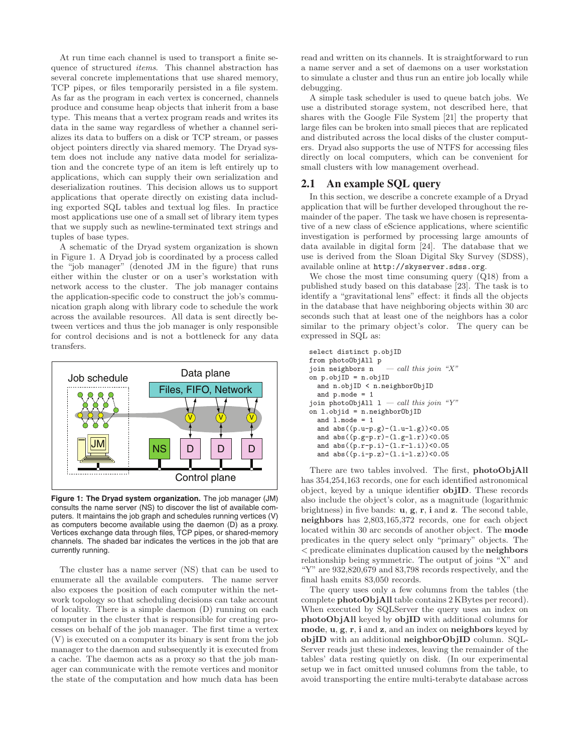At run time each channel is used to transport a finite sequence of structured *items*. This channel abstraction has several concrete implementations that use shared memory, TCP pipes, or files temporarily persisted in a file system. As far as the program in each vertex is concerned, channels produce and consume heap objects that inherit from a base type. This means that a vertex program reads and writes its data in the same way regardless of whether a channel serializes its data to buffers on a disk or TCP stream, or passes object pointers directly via shared memory. The Dryad system does not include any native data model for serialization and the concrete type of an item is left entirely up to applications, which can supply their own serialization and deserialization routines. This decision allows us to support applications that operate directly on existing data including exported SQL tables and textual log files. In practice most applications use one of a small set of library item types that we supply such as newline-terminated text strings and tuples of base types.

A schematic of the Dryad system organization is shown in Figure 1. A Dryad job is coordinated by a process called the "job manager" (denoted JM in the figure) that runs either within the cluster or on a user's workstation with network access to the cluster. The job manager contains the application-specific code to construct the job's communication graph along with library code to schedule the work across the available resources. All data is sent directly between vertices and thus the job manager is only responsible for control decisions and is not a bottleneck for any data transfers.

Job schedule

Data plane

Files, FIFO, Network

V V V

JM

NS D D D

Control plane

**Figure 1: The Dryad system organization.** The job manager (JM) consults the name server (NS) to discover the list of available computers. It maintains the job graph and schedules running vertices (V) as computers become available using the daemon (D) as a proxy. Vertices exchange data through files, TCP pipes, or shared-memory channels. The shaded bar indicates the vertices in the job that are currently running.

The cluster has a name server (NS) that can be used to enumerate all the available computers. The name server also exposes the position of each computer within the network topology so that scheduling decisions can take account of locality. There is a simple daemon (D) running on each computer in the cluster that is responsible for creating processes on behalf of the job manager. The first time a vertex (V) is executed on a computer its binary is sent from the job manager to the daemon and subsequently it is executed from a cache. The daemon acts as a proxy so that the job manager can communicate with the remote vertices and monitor the state of the computation and how much data has been read and written on its channels. It is straightforward to run a name server and a set of daemons on a user workstation to simulate a cluster and thus run an entire job locally while debugging.

A simple task scheduler is used to queue batch jobs. We use a distributed storage system, not described here, that shares with the Google File System [21] the property that large files can be broken into small pieces that are replicated and distributed across the local disks of the cluster computers. Dryad also supports the use of NTFS for accessing files directly on local computers, which can be convenient for small clusters with low management overhead.

## 2.1 An example SQL query

In this section, we describe a concrete example of a Dryad application that will be further developed throughout the remainder of the paper. The task we have chosen is representative of a new class of eScience applications, where scientific investigation is performed by processing large amounts of data available in digital form [24]. The database that we use is derived from the Sloan Digital Sky Survey (SDSS), available online at `http://skyserver.sdss.org`.

We chose the most time consuming query (Q18) from a published study based on this database [23]. The task is to identify a "gravitational lens" effect: it finds all the objects in the database that have neighboring objects within 30 arc seconds such that at least one of the neighbors has a color similar to the primary object's color. The query can be expressed in SQL as:

```
select distinct p.objID
from photoObjAll p
join neighbors n    — call this join "X"
on p.objID = n.objID
  and n.objID < n.neighborObjID
  and p.mode = 1
join photoObjAll l — call this join "Y"
on l.objid = n.neighborObjID
  and l.mode = 1
  and abs((p.u-p.g)-(l.u-l.g))<0.05
  and abs((p.g-p.r)-(l.g-l.r))<0.05
  and abs((p.r-p.i)-(l.r-l.i))<0.05
  and abs((p.i-p.z)-(l.i-l.z))<0.05
```

There are two tables involved. The first, **photoObjAll** has 354,254,163 records, one for each identified astronomical object, keyed by a unique identifier **objID**. These records also include the object's color, as a magnitude (logarithmic brightness) in five bands: **u**, **g**, **r**, **i** and **z**. The second table, **neighbors** has 2,803,165,372 records, one for each object located within 30 arc seconds of another object. The **mode** predicates in the query select only "primary" objects. The < predicate eliminates duplication caused by the **neighbors** relationship being symmetric. The output of joins "X" and "Y" are 932,820,679 and 83,798 records respectively, and the final hash emits 83,050 records.

The query uses only a few columns from the tables (the complete **photoObjAll** table contains 2 KBytes per record). When executed by SQLServer the query uses an index on **photoObjAll** keyed by **objID** with additional columns for **mode**, **u**, **g**, **r**, **i** and **z**, and an index on **neighbors** keyed by **objID** with an additional **neighborObjID** column. SQLServer reads just these indexes, leaving the remainder of the tables' data resting quietly on disk. (In our experimental setup we in fact omitted unused columns from the table, to avoid transporting the entire multi-terabyte database across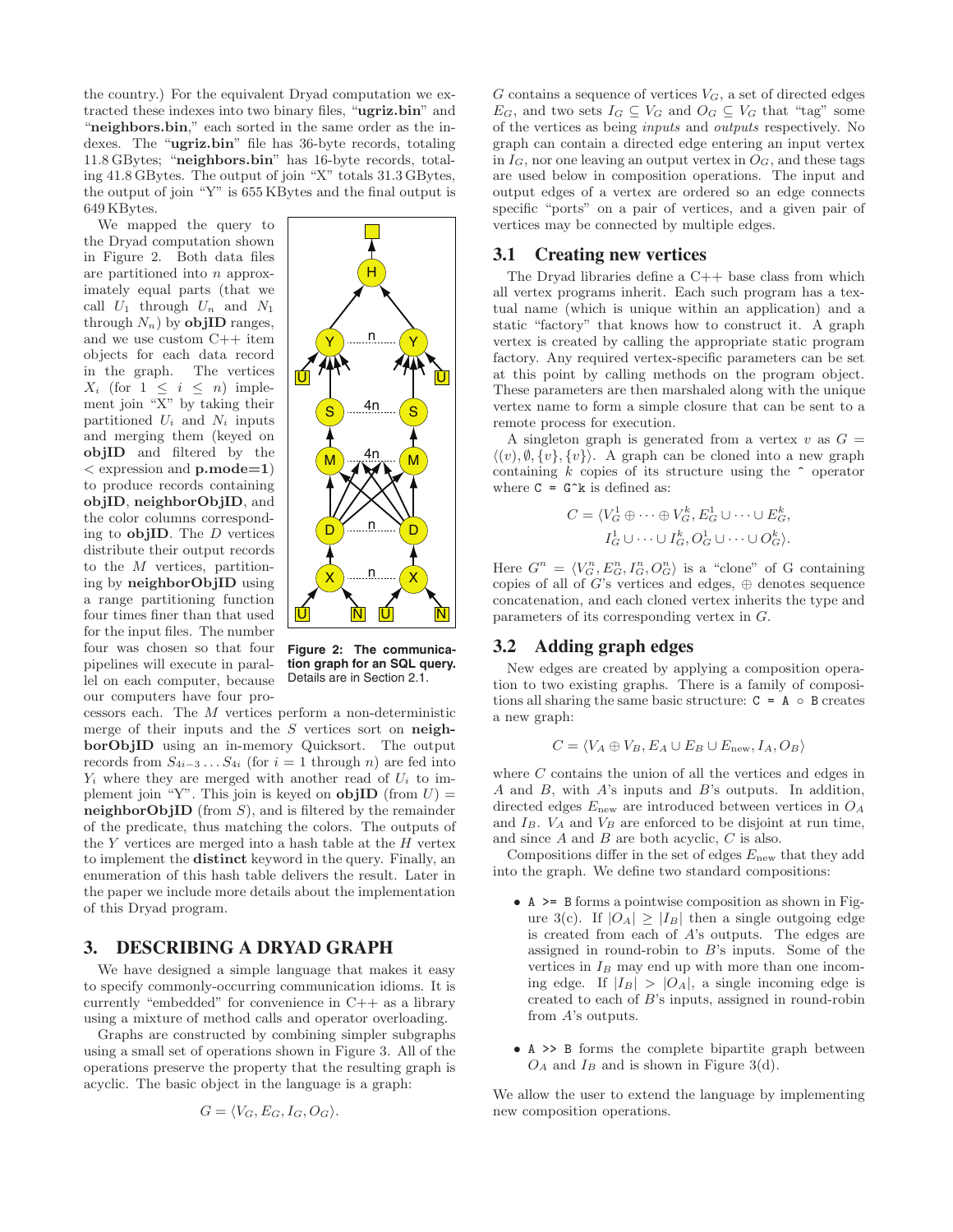the country.) For the equivalent Dryad computation we extracted these indexes into two binary files, "**ugriz.bin**" and "**neighbors.bin**," each sorted in the same order as the indexes. The "**ugriz.bin**" file has 36-byte records, totaling 11.8 GBytes; "**neighbors.bin**" has 16-byte records, totaling 41.8 GBytes. The output of join "X" totals 31.3 GBytes, the output of join "Y" is 655 KBytes and the final output is 649 KBytes.

We mapped the query to the Dryad computation shown in Figure 2. Both data files are partitioned into $n$ approximately equal parts (that we call $U_1$ through $U_n$ and $N_1$ through $N_n$) by **objID** ranges, and we use custom C++ item objects for each data record in the graph. The vertices $X_i$ (for $1 \le i \le n$) implement join "X" by taking their partitioned $U_i$ and $N_i$ inputs and merging them (keyed on **objID** and filtered by the $<$ expression and **p.mode=1**) to produce records containing **objID**, **neighborObjID**, and the color columns corresponding to **objID**. The $D$ vertices distribute their output records to the $M$ vertices, partitioning by **neighborObjID** using a range partitioning function four times finer than that used for the input files. The number four was chosen so that four pipelines will execute in parallel on each computer, because our computers have four processors each. The $M$ vertices perform a non-deterministic merge of their inputs and the $S$ vertices sort on **neighborObjID** using an in-memory Quicksort. The output records from $S_{4i-3} \dots S_{4i}$ (for $i = 1$ through $n$) are fed into $Y_i$ where they are merged with another read of $U_i$ to implement join "Y". This join is keyed on **objID** (from $U$) = **neighborObjID** (from $S$), and is filtered by the remainder of the predicate, thus matching the colors. The outputs of the $Y$ vertices are merged into a hash table at the $H$ vertex to implement the **distinct** keyword in the query. Finally, an enumeration of this hash table delivers the result. Later in the paper we include more details about the implementation of this Dryad program.

**Figure 2: The communication graph for an SQL query.** Details are in Section 2.1.

# 3. DESCRIBING A DRYAD GRAPH

We have designed a simple language that makes it easy to specify commonly-occurring communication idioms. It is currently "embedded" for convenience in C++ as a library using a mixture of method calls and operator overloading.

Graphs are constructed by combining simpler subgraphs using a small set of operations shown in Figure 3. All of the operations preserve the property that the resulting graph is acyclic. The basic object in the language is a graph:

$$G = \langle V_G, E_G, I_G, O_G \rangle.$$

$G$ contains a sequence of vertices $V_G$, a set of directed edges $E_G$, and two sets $I_G \subseteq V_G$ and $O_G \subseteq V_G$ that "tag" some of the vertices as being *inputs* and *outputs* respectively. No graph can contain a directed edge entering an input vertex in $I_G$, nor one leaving an output vertex in $O_G$, and these tags are used below in composition operations. The input and output edges of a vertex are ordered so an edge connects specific "ports" on a pair of vertices, and a given pair of vertices may be connected by multiple edges.

## 3.1 Creating new vertices

The Dryad libraries define a C++ base class from which all vertex programs inherit. Each such program has a textual name (which is unique within an application) and a static "factory" that knows how to construct it. A graph vertex is created by calling the appropriate static program factory. Any required vertex-specific parameters can be set at this point by calling methods on the program object. These parameters are then marshaled along with the unique vertex name to form a simple closure that can be sent to a remote process for execution.

A singleton graph is generated from a vertex $v$ as $G = \langle (v), \emptyset, \{v\}, \{v\} \rangle$. A graph can be cloned into a new graph containing $k$ copies of its structure using the `^` operator where `C = G^k` is defined as:

$$C = \langle V_G^1 \oplus \cdots \oplus V_G^k, E_G^1 \cup \cdots \cup E_G^k, I_G^1 \cup \cdots \cup I_G^k, O_G^1 \cup \cdots \cup O_G^k \rangle.$$

Here $G^n = \langle V_G^n, E_G^n, I_G^n, O_G^n \rangle$ is a "clone" of G containing copies of all of $G$'s vertices and edges, $\oplus$ denotes sequence concatenation, and each cloned vertex inherits the type and parameters of its corresponding vertex in $G$.

## 3.2 Adding graph edges

New edges are created by applying a composition operation to two existing graphs. There is a family of compositions all sharing the same basic structure: `C = A ∘ B` creates a new graph:

$$C = \langle V_A \oplus V_B, E_A \cup E_B \cup E_{\text{new}}, I_A, O_B \rangle$$

where $C$ contains the union of all the vertices and edges in $A$ and $B$, with $A$'s inputs and $B$'s outputs. In addition, directed edges $E_{\text{new}}$ are introduced between vertices in $O_A$ and $I_B$. $V_A$ and $V_B$ are enforced to be disjoint at run time, and since $A$ and $B$ are both acyclic, $C$ is also.

Compositions differ in the set of edges $E_{\text{new}}$ that they add into the graph. We define two standard compositions:

- `A >= B` forms a pointwise composition as shown in Figure 3(c). If $|O_A| \ge |I_B|$ then a single outgoing edge is created from each of $A$'s outputs. The edges are assigned in round-robin to $B$'s inputs. Some of the vertices in $I_B$ may end up with more than one incoming edge. If $|I_B| > |O_A|$, a single incoming edge is created to each of $B$'s inputs, assigned in round-robin from $A$'s outputs.
- `A >> B` forms the complete bipartite graph between $O_A$ and $I_B$ and is shown in Figure 3(d).

We allow the user to extend the language by implementing new composition operations.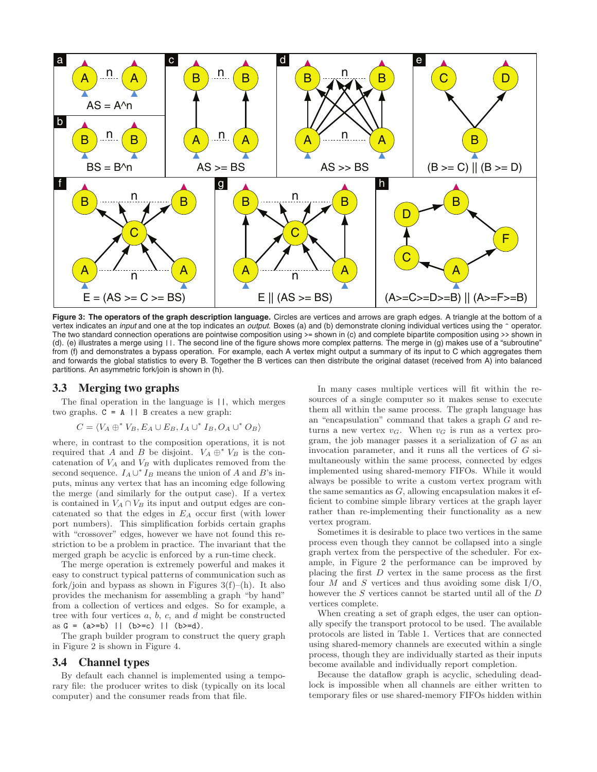**Figure 3: The operators of the graph description language.** Circles are vertices and arrows are graph edges. A triangle at the bottom of a vertex indicates an *input* and one at the top indicates an *output*. Boxes (a) and (b) demonstrate cloning individual vertices using the ^ operator. The two standard connection operations are pointwise composition using >= shown in (c) and complete bipartite composition using >> shown in (d). (e) illustrates a merge using ||. The second line of the figure shows more complex patterns. The merge in (g) makes use of a "subroutine" from (f) and demonstrates a bypass operation. For example, each A vertex might output a summary of its input to C which aggregates them and forwards the global statistics to every B. Together the B vertices can then distribute the original dataset (received from A) into balanced partitions. An asymmetric fork/join is shown in (h).

### 3.3 Merging two graphs

The final operation in the language is `||`, which merges two graphs. `C = A || B` creates a new graph:

$$C = \langle V_A \oplus^* V_B, E_A \cup E_B, I_A \cup^* I_B, O_A \cup^* O_B \rangle$$

where, in contrast to the composition operations, it is not required that $A$ and $B$ be disjoint. $V_A \oplus^* V_B$ is the concatenation of $V_A$ and $V_B$ with duplicates removed from the second sequence. $I_A \cup^* I_B$ means the union of $A$ and $B$'s inputs, minus any vertex that has an incoming edge following the merge (and similarly for the output case). If a vertex is contained in $V_A \cap V_B$ its input and output edges are concatenated so that the edges in $E_A$ occur first (with lower port numbers). This simplification forbids certain graphs with "crossover" edges, however we have not found this restriction to be a problem in practice. The invariant that the merged graph be acyclic is enforced by a run-time check.

The merge operation is extremely powerful and makes it easy to construct typical patterns of communication such as fork/join and bypass as shown in Figures 3(f)–(h). It also provides the mechanism for assembling a graph "by hand" from a collection of vertices and edges. So for example, a tree with four vertices $a$, $b$, $c$, and $d$ might be constructed as `G = (a>=b) || (b>=c) || (b>=d)`.

The graph builder program to construct the query graph in Figure 2 is shown in Figure 4.

### 3.4 Channel types

By default each channel is implemented using a temporary file: the producer writes to disk (typically on its local computer) and the consumer reads from that file.

In many cases multiple vertices will fit within the resources of a single computer so it makes sense to execute them all within the same process. The graph language has an "encapsulation" command that takes a graph $G$ and returns a new vertex $v_G$. When $v_G$ is run as a vertex program, the job manager passes it a serialization of $G$ as an invocation parameter, and it runs all the vertices of $G$ simultaneously within the same process, connected by edges implemented using shared-memory FIFOs. While it would always be possible to write a custom vertex program with the same semantics as $G$, allowing encapsulation makes it efficient to combine simple library vertices at the graph layer rather than re-implementing their functionality as a new vertex program.

Sometimes it is desirable to place two vertices in the same process even though they cannot be collapsed into a single graph vertex from the perspective of the scheduler. For example, in Figure 2 the performance can be improved by placing the first $D$ vertex in the same process as the first four $M$ and $S$ vertices and thus avoiding some disk I/O, however the $S$ vertices cannot be started until all of the $D$ vertices complete.

When creating a set of graph edges, the user can optionally specify the transport protocol to be used. The available protocols are listed in Table 1. Vertices that are connected using shared-memory channels are executed within a single process, though they are individually started as their inputs become available and individually report completion.

Because the dataflow graph is acyclic, scheduling deadlock is impossible when all channels are either written to temporary files or use shared-memory FIFOs hidden within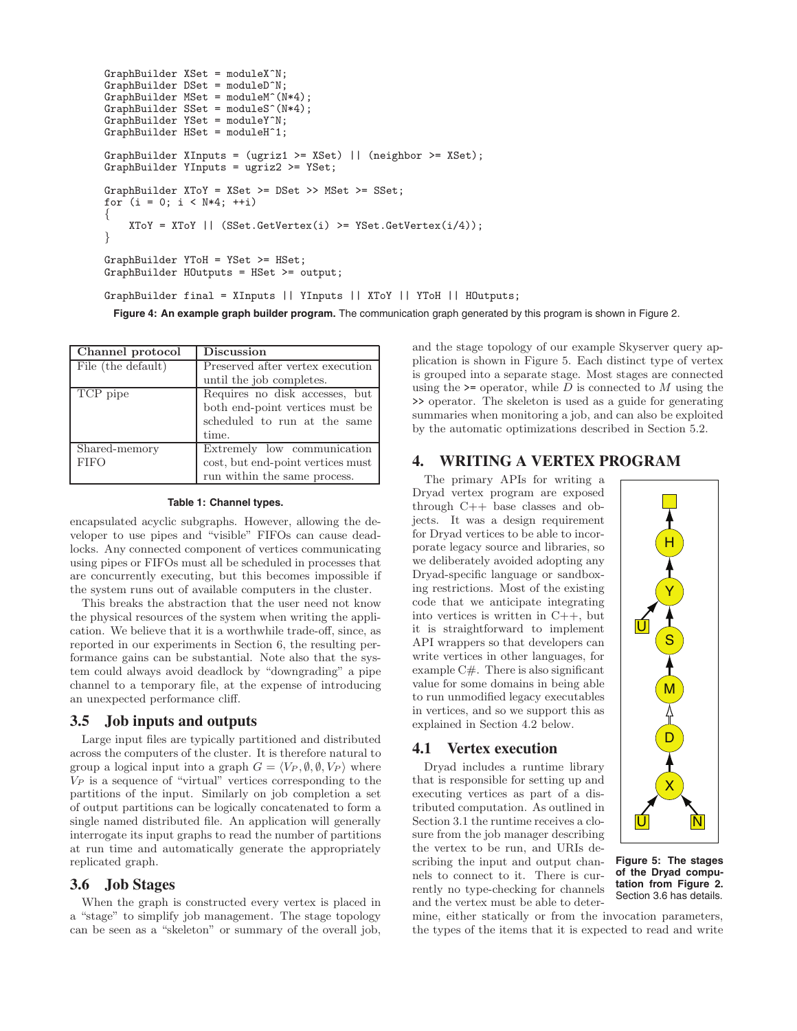```
GraphBuilder XSet = moduleX^N;
GraphBuilder DSet = moduleD^N;
GraphBuilder MSet = moduleM^(N*4);
GraphBuilder SSet = moduleS^(N*4);
GraphBuilder YSet = moduleY^N;
GraphBuilder HSet = moduleH^1;

GraphBuilder XInputs = (ugriz1 >= XSet) || (neighbor >= XSet);
GraphBuilder YInputs = ugriz2 >= YSet;

GraphBuilder XToY = XSet >= DSet >> MSet >= SSet;
for (i = 0; i < N*4; ++i)
{
    XToY = XToY || (SSet.GetVertex(i) >= YSet.GetVertex(i/4));
}

GraphBuilder YToH = YSet >= HSet;
GraphBuilder HOutputs = HSet >= output;

GraphBuilder final = XInputs || YInputs || XToY || YToH || HOutputs;
```

**Figure 4: An example graph builder program.** The communication graph generated by this program is shown in Figure 2.

| Channel protocol | Discussion |
|---|---|
| File (the default) | Preserved after vertex execution until the job completes. |
| TCP pipe | Requires no disk accesses, but both end-point vertices must be scheduled to run at the same time. |
| Shared-memory FIFO | Extremely low communication cost, but end-point vertices must run within the same process. |

**Table 1: Channel types.**

encapsulated acyclic subgraphs. However, allowing the developer to use pipes and "visible" FIFOs can cause deadlocks. Any connected component of vertices communicating using pipes or FIFOs must all be scheduled in processes that are concurrently executing, but this becomes impossible if the system runs out of available computers in the cluster.

This breaks the abstraction that the user need not know the physical resources of the system when writing the application. We believe that it is a worthwhile trade-off, since, as reported in our experiments in Section 6, the resulting performance gains can be substantial. Note also that the system could always avoid deadlock by "downgrading" a pipe channel to a temporary file, at the expense of introducing an unexpected performance cliff.

## 3.5 Job inputs and outputs

Large input files are typically partitioned and distributed across the computers of the cluster. It is therefore natural to group a logical input into a graph $G = \langle V_P, \emptyset, \emptyset, V_P \rangle$ where $V_P$ is a sequence of "virtual" vertices corresponding to the partitions of the input. Similarly on job completion a set of output partitions can be logically concatenated to form a single named distributed file. An application will generally interrogate its input graphs to read the number of partitions at run time and automatically generate the appropriately replicated graph.

## 3.6 Job Stages

When the graph is constructed every vertex is placed in a "stage" to simplify job management. The stage topology can be seen as a "skeleton" or summary of the overall job, and the stage topology of our example Skyserver query application is shown in Figure 5. Each distinct type of vertex is grouped into a separate stage. Most stages are connected using the `>=` operator, while $D$ is connected to $M$ using the `>>` operator. The skeleton is used as a guide for generating summaries when monitoring a job, and can also be exploited by the automatic optimizations described in Section 5.2.

# 4. WRITING A VERTEX PROGRAM

The primary APIs for writing a Dryad vertex program are exposed through C++ base classes and objects. It was a design requirement for Dryad vertices to be able to incorporate legacy source and libraries, so we deliberately avoided adopting any Dryad-specific language or sandboxing restrictions. Most of the existing code that we anticipate integrating into vertices is written in C++, but it is straightforward to implement API wrappers so that developers can write vertices in other languages, for example C#. There is also significant value for some domains in being able to run unmodified legacy executables in vertices, and so we support this as explained in Section 4.2 below.

**Figure 5: The stages of the Dryad computation from Figure 2.** Section 3.6 has details.

## 4.1 Vertex execution

Dryad includes a runtime library that is responsible for setting up and executing vertices as part of a distributed computation. As outlined in Section 3.1 the runtime receives a closure from the job manager describing the vertex to be run, and URIs describing the input and output channels to connect to it. There is currently no type-checking for channels and the vertex must be able to determine, either statically or from the invocation parameters, the types of the items that it is expected to read and write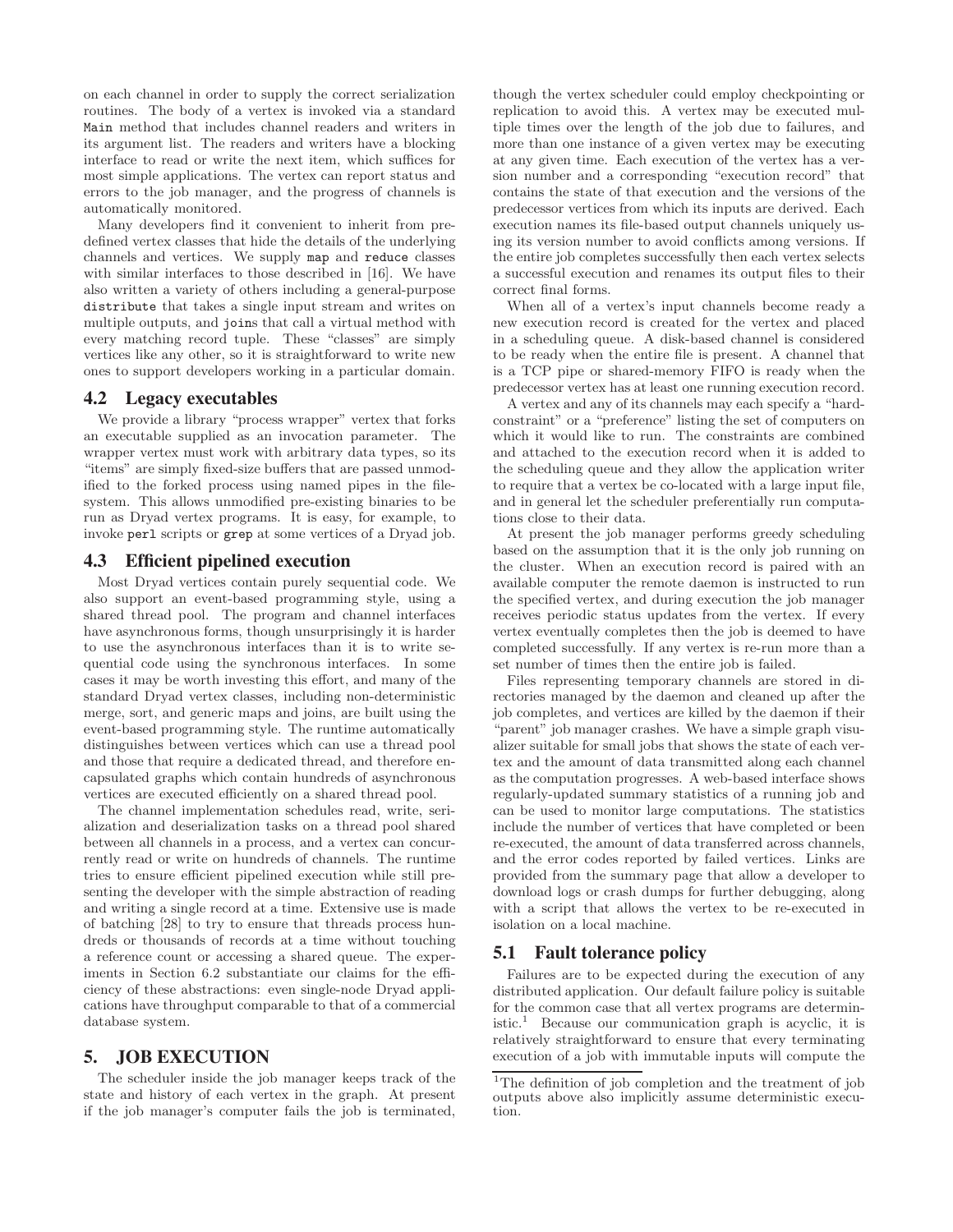on each channel in order to supply the correct serialization routines. The body of a vertex is invoked via a standard `Main` method that includes channel readers and writers in its argument list. The readers and writers have a blocking interface to read or write the next item, which suffices for most simple applications. The vertex can report status and errors to the job manager, and the progress of channels is automatically monitored.

Many developers find it convenient to inherit from predefined vertex classes that hide the details of the underlying channels and vertices. We supply `map` and `reduce` classes with similar interfaces to those described in [16]. We have also written a variety of others including a general-purpose `distribute` that takes a single input stream and writes on multiple outputs, and `join`s that call a virtual method with every matching record tuple. These "classes" are simply vertices like any other, so it is straightforward to write new ones to support developers working in a particular domain.

### 4.2 Legacy executables

We provide a library "process wrapper" vertex that forks an executable supplied as an invocation parameter. The wrapper vertex must work with arbitrary data types, so its "items" are simply fixed-size buffers that are passed unmodified to the forked process using named pipes in the filesystem. This allows unmodified pre-existing binaries to be run as Dryad vertex programs. It is easy, for example, to invoke `perl` scripts or `grep` at some vertices of a Dryad job.

### 4.3 Efficient pipelined execution

Most Dryad vertices contain purely sequential code. We also support an event-based programming style, using a shared thread pool. The program and channel interfaces have asynchronous forms, though unsurprisingly it is harder to use the asynchronous interfaces than it is to write sequential code using the synchronous interfaces. In some cases it may be worth investing this effort, and many of the standard Dryad vertex classes, including non-deterministic merge, sort, and generic maps and joins, are built using the event-based programming style. The runtime automatically distinguishes between vertices which can use a thread pool and those that require a dedicated thread, and therefore encapsulated graphs which contain hundreds of asynchronous vertices are executed efficiently on a shared thread pool.

The channel implementation schedules read, write, serialization and deserialization tasks on a thread pool shared between all channels in a process, and a vertex can concurrently read or write on hundreds of channels. The runtime tries to ensure efficient pipelined execution while still presenting the developer with the simple abstraction of reading and writing a single record at a time. Extensive use is made of batching [28] to try to ensure that threads process hundreds or thousands of records at a time without touching a reference count or accessing a shared queue. The experiments in Section 6.2 substantiate our claims for the efficiency of these abstractions: even single-node Dryad applications have throughput comparable to that of a commercial database system.

## 5. JOB EXECUTION

The scheduler inside the job manager keeps track of the state and history of each vertex in the graph. At present if the job manager's computer fails the job is terminated, though the vertex scheduler could employ checkpointing or replication to avoid this. A vertex may be executed multiple times over the length of the job due to failures, and more than one instance of a given vertex may be executing at any given time. Each execution of the vertex has a version number and a corresponding "execution record" that contains the state of that execution and the versions of the predecessor vertices from which its inputs are derived. Each execution names its file-based output channels uniquely using its version number to avoid conflicts among versions. If the entire job completes successfully then each vertex selects a successful execution and renames its output files to their correct final forms.

When all of a vertex's input channels become ready a new execution record is created for the vertex and placed in a scheduling queue. A disk-based channel is considered to be ready when the entire file is present. A channel that is a TCP pipe or shared-memory FIFO is ready when the predecessor vertex has at least one running execution record.

A vertex and any of its channels may each specify a "hard-constraint" or a "preference" listing the set of computers on which it would like to run. The constraints are combined and attached to the execution record when it is added to the scheduling queue and they allow the application writer to require that a vertex be co-located with a large input file, and in general let the scheduler preferentially run computations close to their data.

At present the job manager performs greedy scheduling based on the assumption that it is the only job running on the cluster. When an execution record is paired with an available computer the remote daemon is instructed to run the specified vertex, and during execution the job manager receives periodic status updates from the vertex. If every vertex eventually completes then the job is deemed to have completed successfully. If any vertex is re-run more than a set number of times then the entire job is failed.

Files representing temporary channels are stored in directories managed by the daemon and cleaned up after the job completes, and vertices are killed by the daemon if their "parent" job manager crashes. We have a simple graph visualizer suitable for small jobs that shows the state of each vertex and the amount of data transmitted along each channel as the computation progresses. A web-based interface shows regularly-updated summary statistics of a running job and can be used to monitor large computations. The statistics include the number of vertices that have completed or been re-executed, the amount of data transferred across channels, and the error codes reported by failed vertices. Links are provided from the summary page that allow a developer to download logs or crash dumps for further debugging, along with a script that allows the vertex to be re-executed in isolation on a local machine.

### 5.1 Fault tolerance policy

Failures are to be expected during the execution of any distributed application. Our default failure policy is suitable for the common case that all vertex programs are deterministic.[1] Because our communication graph is acyclic, it is relatively straightforward to ensure that every terminating execution of a job with immutable inputs will compute the

[1] The definition of job completion and the treatment of job outputs above also implicitly assume deterministic execution.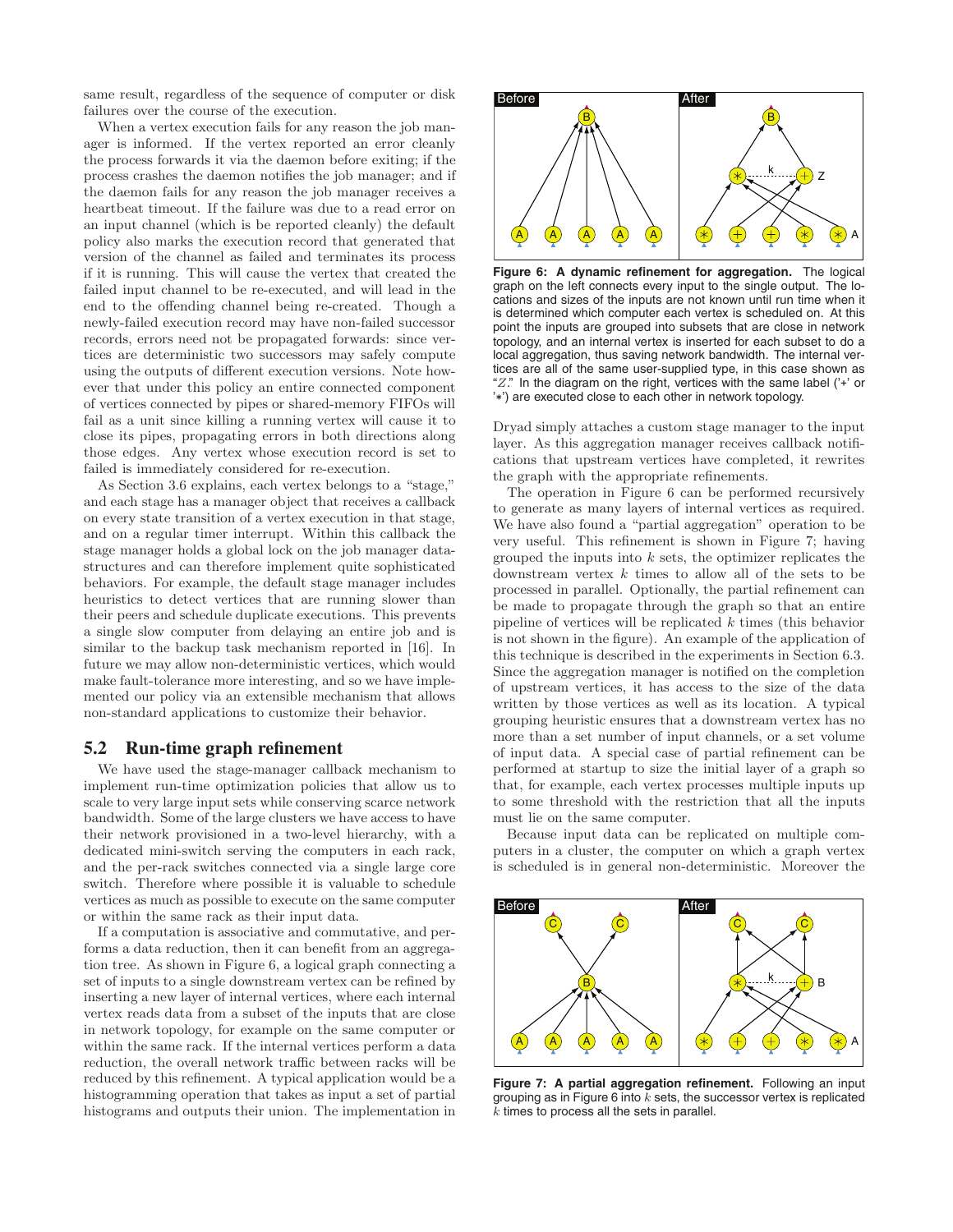same result, regardless of the sequence of computer or disk failures over the course of the execution.

When a vertex execution fails for any reason the job manager is informed. If the vertex reported an error cleanly the process forwards it via the daemon before exiting; if the process crashes the daemon notifies the job manager; and if the daemon fails for any reason the job manager receives a heartbeat timeout. If the failure was due to a read error on an input channel (which is be reported cleanly) the default policy also marks the execution record that generated that version of the channel as failed and terminates its process if it is running. This will cause the vertex that created the failed input channel to be re-executed, and will lead in the end to the offending channel being re-created. Though a newly-failed execution record may have non-failed successor records, errors need not be propagated forwards: since vertices are deterministic two successors may safely compute using the outputs of different execution versions. Note however that under this policy an entire connected component of vertices connected by pipes or shared-memory FIFOs will fail as a unit since killing a running vertex will cause it to close its pipes, propagating errors in both directions along those edges. Any vertex whose execution record is set to failed is immediately considered for re-execution.

As Section 3.6 explains, each vertex belongs to a "stage," and each stage has a manager object that receives a callback on every state transition of a vertex execution in that stage, and on a regular timer interrupt. Within this callback the stage manager holds a global lock on the job manager datastructures and can therefore implement quite sophisticated behaviors. For example, the default stage manager includes heuristics to detect vertices that are running slower than their peers and schedule duplicate executions. This prevents a single slow computer from delaying an entire job and is similar to the backup task mechanism reported in [16]. In future we may allow non-deterministic vertices, which would make fault-tolerance more interesting, and so we have implemented our policy via an extensible mechanism that allows non-standard applications to customize their behavior.

## 5.2 Run-time graph refinement

We have used the stage-manager callback mechanism to implement run-time optimization policies that allow us to scale to very large input sets while conserving scarce network bandwidth. Some of the large clusters we have access to have their network provisioned in a two-level hierarchy, with a dedicated mini-switch serving the computers in each rack, and the per-rack switches connected via a single large core switch. Therefore where possible it is valuable to schedule vertices as much as possible to execute on the same computer or within the same rack as their input data.

If a computation is associative and commutative, and performs a data reduction, then it can benefit from an aggregation tree. As shown in Figure 6, a logical graph connecting a set of inputs to a single downstream vertex can be refined by inserting a new layer of internal vertices, where each internal vertex reads data from a subset of the inputs that are close in network topology, for example on the same computer or within the same rack. If the internal vertices perform a data reduction, the overall network traffic between racks will be reduced by this refinement. A typical application would be a histogramming operation that takes as input a set of partial histograms and outputs their union. The implementation in Dryad simply attaches a custom stage manager to the input layer. As this aggregation manager receives callback notifications that upstream vertices have completed, it rewrites the graph with the appropriate refinements.

**Figure 6: A dynamic refinement for aggregation.** The logical graph on the left connects every input to the single output. The locations and sizes of the inputs are not known until run time when it is determined which computer each vertex is scheduled on. At this point the inputs are grouped into subsets that are close in network topology, and an internal vertex is inserted for each subset to do a local aggregation, thus saving network bandwidth. The internal vertices are all of the same user-supplied type, in this case shown as "$Z$." In the diagram on the right, vertices with the same label ('+' or '$*$') are executed close to each other in network topology.

The operation in Figure 6 can be performed recursively to generate as many layers of internal vertices as required. We have also found a "partial aggregation" operation to be very useful. This refinement is shown in Figure 7; having grouped the inputs into $k$ sets, the optimizer replicates the downstream vertex $k$ times to allow all of the sets to be processed in parallel. Optionally, the partial refinement can be made to propagate through the graph so that an entire pipeline of vertices will be replicated $k$ times (this behavior is not shown in the figure). An example of the application of this technique is described in the experiments in Section 6.3. Since the aggregation manager is notified on the completion of upstream vertices, it has access to the size of the data written by those vertices as well as its location. A typical grouping heuristic ensures that a downstream vertex has no more than a set number of input channels, or a set volume of input data. A special case of partial refinement can be performed at startup to size the initial layer of a graph so that, for example, each vertex processes multiple inputs up to some threshold with the restriction that all the inputs must lie on the same computer.

Because input data can be replicated on multiple computers in a cluster, the computer on which a graph vertex is scheduled is in general non-deterministic. Moreover the

**Figure 7: A partial aggregation refinement.** Following an input grouping as in Figure 6 into $k$ sets, the successor vertex is replicated $k$ times to process all the sets in parallel.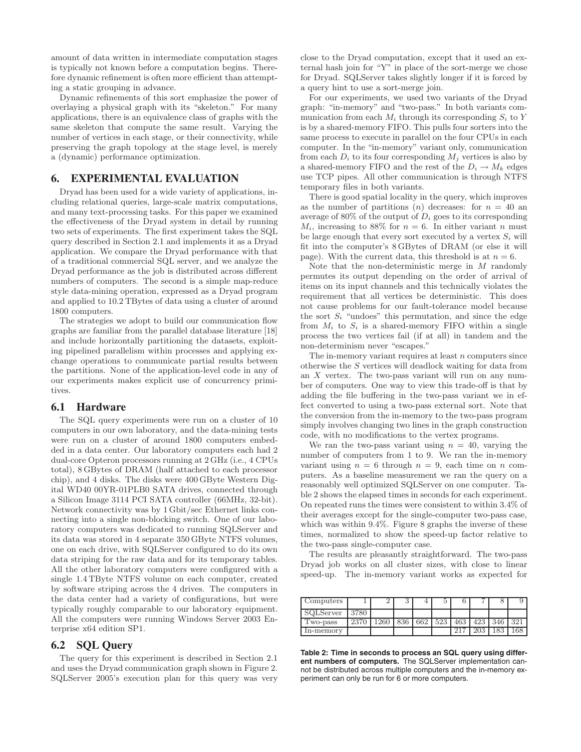amount of data written in intermediate computation stages is typically not known before a computation begins. Therefore dynamic refinement is often more efficient than attempting a static grouping in advance.

Dynamic refinements of this sort emphasize the power of overlaying a physical graph with its "skeleton." For many applications, there is an equivalence class of graphs with the same skeleton that compute the same result. Varying the number of vertices in each stage, or their connectivity, while preserving the graph topology at the stage level, is merely a (dynamic) performance optimization.

# 6. EXPERIMENTAL EVALUATION

Dryad has been used for a wide variety of applications, including relational queries, large-scale matrix computations, and many text-processing tasks. For this paper we examined the effectiveness of the Dryad system in detail by running two sets of experiments. The first experiment takes the SQL query described in Section 2.1 and implements it as a Dryad application. We compare the Dryad performance with that of a traditional commercial SQL server, and we analyze the Dryad performance as the job is distributed across different numbers of computers. The second is a simple map-reduce style data-mining operation, expressed as a Dryad program and applied to 10.2 TBytes of data using a cluster of around 1800 computers.

The strategies we adopt to build our communication flow graphs are familiar from the parallel database literature [18] and include horizontally partitioning the datasets, exploiting pipelined parallelism within processes and applying exchange operations to communicate partial results between the partitions. None of the application-level code in any of our experiments makes explicit use of concurrency primitives.

## 6.1 Hardware

The SQL query experiments were run on a cluster of 10 computers in our own laboratory, and the data-mining tests were run on a cluster of around 1800 computers embedded in a data center. Our laboratory computers each had 2 dual-core Opteron processors running at 2 GHz (i.e., 4 CPUs total), 8 GBytes of DRAM (half attached to each processor chip), and 4 disks. The disks were 400 GByte Western Digital WD40 00YR-01PLB0 SATA drives, connected through a Silicon Image 3114 PCI SATA controller (66MHz, 32-bit). Network connectivity was by 1 Gbit/sec Ethernet links connecting into a single non-blocking switch. One of our laboratory computers was dedicated to running SQLServer and its data was stored in 4 separate 350 GByte NTFS volumes, one on each drive, with SQLServer configured to do its own data striping for the raw data and for its temporary tables. All the other laboratory computers were configured with a single 1.4 TByte NTFS volume on each computer, created by software striping across the 4 drives. The computers in the data center had a variety of configurations, but were typically roughly comparable to our laboratory equipment. All the computers were running Windows Server 2003 Enterprise x64 edition SP1.

## 6.2 SQL Query

The query for this experiment is described in Section 2.1 and uses the Dryad communication graph shown in Figure 2. SQLServer 2005's execution plan for this query was very close to the Dryad computation, except that it used an external hash join for "Y" in place of the sort-merge we chose for Dryad. SQLServer takes slightly longer if it is forced by a query hint to use a sort-merge join.

For our experiments, we used two variants of the Dryad graph: "in-memory" and "two-pass." In both variants communication from each $M_i$ through its corresponding $S_i$ to $Y$ is by a shared-memory FIFO. This pulls four sorters into the same process to execute in parallel on the four CPUs in each computer. In the "in-memory" variant only, communication from each $D_i$ to its four corresponding $M_j$ vertices is also by a shared-memory FIFO and the rest of the $D_i \to M_k$ edges use TCP pipes. All other communication is through NTFS temporary files in both variants.

There is good spatial locality in the query, which improves as the number of partitions ($n$) decreases: for $n = 40$ an average of 80% of the output of $D_i$ goes to its corresponding $M_i$, increasing to 88% for $n = 6$. In either variant $n$ must be large enough that every sort executed by a vertex $S_i$ will fit into the computer's 8 GBytes of DRAM (or else it will page). With the current data, this threshold is at $n = 6$.

Note that the non-deterministic merge in $M$ randomly permutes its output depending on the order of arrival of items on its input channels and this technically violates the requirement that all vertices be deterministic. This does not cause problems for our fault-tolerance model because the sort $S_i$ "undoes" this permutation, and since the edge from $M_i$ to $S_i$ is a shared-memory FIFO within a single process the two vertices fail (if at all) in tandem and the non-determinism never "escapes."

The in-memory variant requires at least $n$ computers since otherwise the $S$ vertices will deadlock waiting for data from an $X$ vertex. The two-pass variant will run on any number of computers. One way to view this trade-off is that by adding the file buffering in the two-pass variant we in effect converted to using a two-pass external sort. Note that the conversion from the in-memory to the two-pass program simply involves changing two lines in the graph construction code, with no modifications to the vertex programs.

We ran the two-pass variant using $n = 40$, varying the number of computers from 1 to 9. We ran the in-memory variant using $n = 6$ through $n = 9$, each time on $n$ computers. As a baseline measurement we ran the query on a reasonably well optimized SQLServer on one computer. Table 2 shows the elapsed times in seconds for each experiment. On repeated runs the times were consistent to within 3.4% of their averages except for the single-computer two-pass case, which was within 9.4%. Figure 8 graphs the inverse of these times, normalized to show the speed-up factor relative to the two-pass single-computer case.

The results are pleasantly straightforward. The two-pass Dryad job works on all cluster sizes, with close to linear speed-up. The in-memory variant works as expected for

| Computers | 1 | 2 | 3 | 4 | 5 | 6 | 7 | 8 | 9 |
|---|---|---|---|---|---|---|---|---|---|
| SQLServer | 3780 | | | | | | | | |
| Two-pass | 2370 | 1260 | 836 | 662 | 523 | 463 | 423 | 346 | 321 |
| In-memory | | | | | | 217 | 203 | 183 | 168 |

**Table 2: Time in seconds to process an SQL query using different numbers of computers.** The SQLServer implementation cannot be distributed across multiple computers and the in-memory experiment can only be run for 6 or more computers.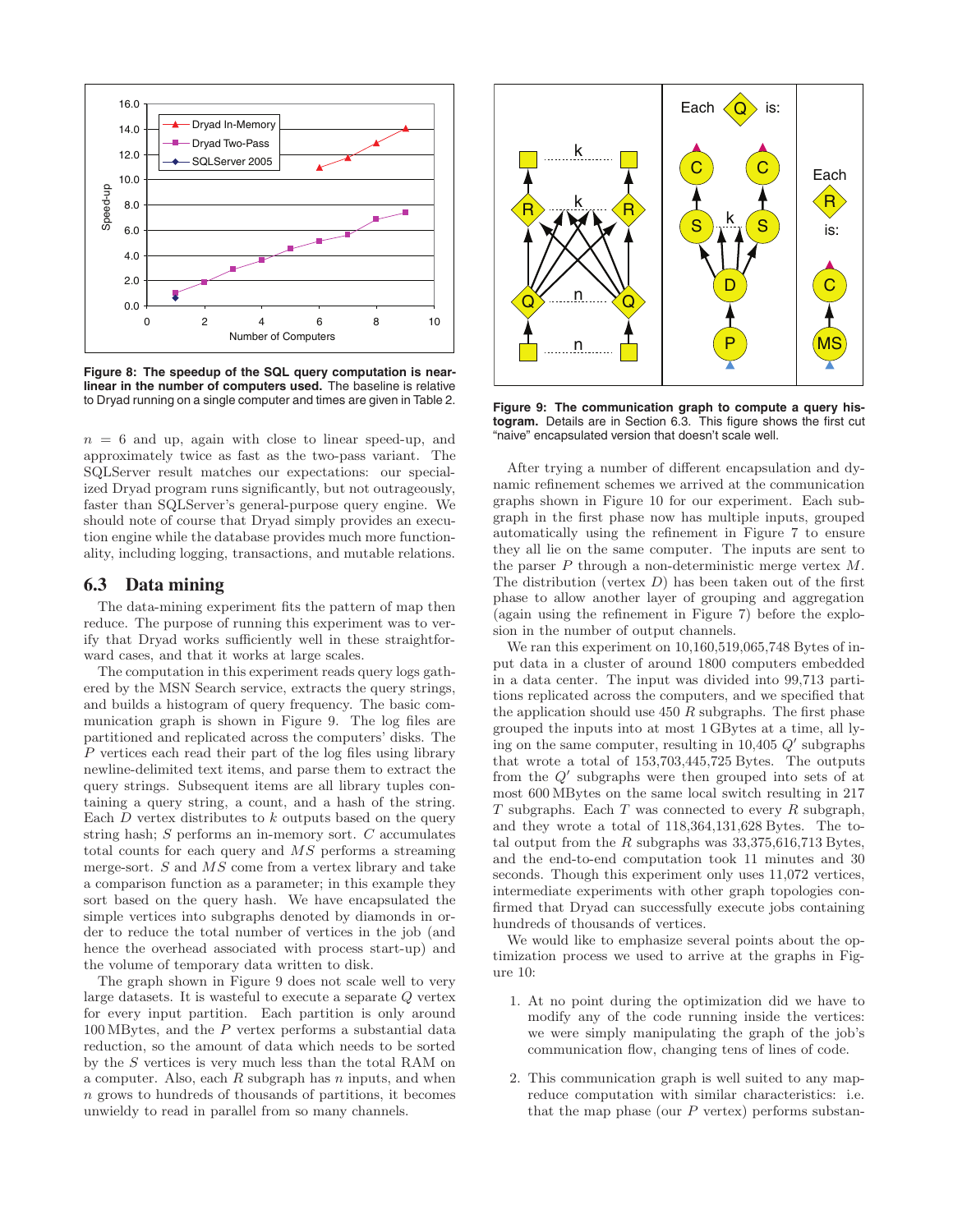Figure 8: The speedup of the SQL query computation is near-linear in the number of computers used. The baseline is relative to Dryad running on a single computer and times are given in Table 2.

$n = 6$ and up, again with close to linear speed-up, and approximately twice as fast as the two-pass variant. The SQLServer result matches our expectations: our specialized Dryad program runs significantly, but not outrageously, faster than SQLServer's general-purpose query engine. We should note of course that Dryad simply provides an execution engine while the database provides much more functionality, including logging, transactions, and mutable relations.

## 6.3 Data mining

The data-mining experiment fits the pattern of map then reduce. The purpose of running this experiment was to verify that Dryad works sufficiently well in these straightforward cases, and that it works at large scales.

The computation in this experiment reads query logs gathered by the MSN Search service, extracts the query strings, and builds a histogram of query frequency. The basic communication graph is shown in Figure 9. The log files are partitioned and replicated across the computers' disks. The $P$ vertices each read their part of the log files using library newline-delimited text items, and parse them to extract the query strings. Subsequent items are all library tuples containing a query string, a count, and a hash of the string. Each $D$ vertex distributes to $k$ outputs based on the query string hash; $S$ performs an in-memory sort. $C$ accumulates total counts for each query and $MS$ performs a streaming merge-sort. $S$ and $MS$ come from a vertex library and take a comparison function as a parameter; in this example they sort based on the query hash. We have encapsulated the simple vertices into subgraphs denoted by diamonds in order to reduce the total number of vertices in the job (and hence the overhead associated with process start-up) and the volume of temporary data written to disk.

The graph shown in Figure 9 does not scale well to very large datasets. It is wasteful to execute a separate $Q$ vertex for every input partition. Each partition is only around 100 MBytes, and the $P$ vertex performs a substantial data reduction, so the amount of data which needs to be sorted by the $S$ vertices is very much less than the total RAM on a computer. Also, each $R$ subgraph has $n$ inputs, and when $n$ grows to hundreds of thousands of partitions, it becomes unwieldy to read in parallel from so many channels.

Figure 9: The communication graph to compute a query histogram. Details are in Section 6.3. This figure shows the first cut "naive" encapsulated version that doesn't scale well.

After trying a number of different encapsulation and dynamic refinement schemes we arrived at the communication graphs shown in Figure 10 for our experiment. Each subgraph in the first phase now has multiple inputs, grouped automatically using the refinement in Figure 7 to ensure they all lie on the same computer. The inputs are sent to the parser $P$ through a non-deterministic merge vertex $M$. The distribution (vertex $D$) has been taken out of the first phase to allow another layer of grouping and aggregation (again using the refinement in Figure 7) before the explosion in the number of output channels.

We ran this experiment on 10,160,519,065,748 Bytes of input data in a cluster of around 1800 computers embedded in a data center. The input was divided into 99,713 partitions replicated across the computers, and we specified that the application should use 450 $R$ subgraphs. The first phase grouped the inputs into at most 1 GBytes at a time, all lying on the same computer, resulting in 10,405 $Q'$ subgraphs that wrote a total of 153,703,445,725 Bytes. The outputs from the $Q'$ subgraphs were then grouped into sets of at most 600 MBytes on the same local switch resulting in 217 $T$ subgraphs. Each $T$ was connected to every $R$ subgraph, and they wrote a total of 118,364,131,628 Bytes. The total output from the $R$ subgraphs was 33,375,616,713 Bytes, and the end-to-end computation took 11 minutes and 30 seconds. Though this experiment only uses 11,072 vertices, intermediate experiments with other graph topologies confirmed that Dryad can successfully execute jobs containing hundreds of thousands of vertices.

We would like to emphasize several points about the optimization process we used to arrive at the graphs in Figure 10:

1. At no point during the optimization did we have to modify any of the code running inside the vertices: we were simply manipulating the graph of the job's communication flow, changing tens of lines of code.

2. This communication graph is well suited to any map-reduce computation with similar characteristics: i.e. that the map phase (our $P$ vertex) performs substan-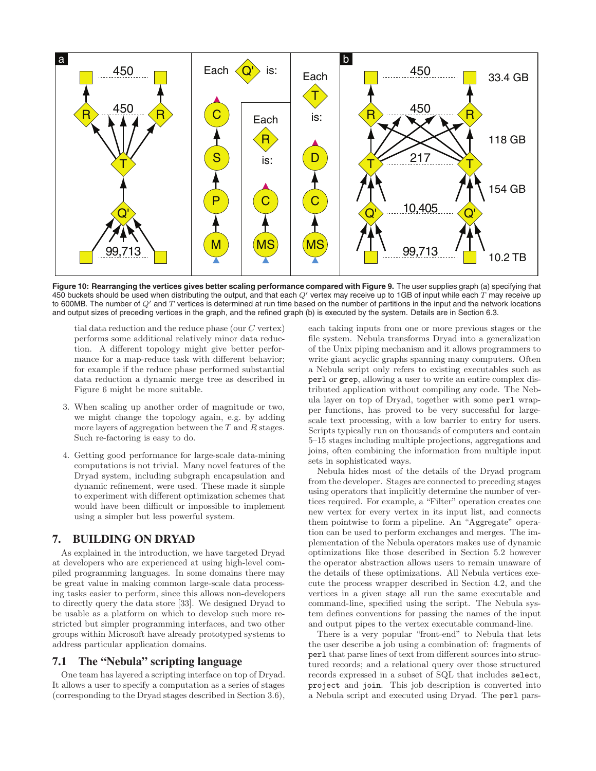a

450

450

R R

T

Q'

99,713

Each Q' is:

C

S

P

M

Each R is:

C

MS

Each T is:

D

C

MS

b

450

33.4 GB

R R

450

118 GB

T T

217

154 GB

Q' Q'

10,405

99,713

10.2 TB

**Figure 10: Rearranging the vertices gives better scaling performance compared with Figure 9.** The user supplies graph (a) specifying that 450 buckets should be used when distributing the output, and that each $Q'$ vertex may receive up to 1GB of input while each $T$ may receive up to 600MB. The number of $Q'$ and $T$ vertices is determined at run time based on the number of partitions in the input and the network locations and output sizes of preceding vertices in the graph, and the refined graph (b) is executed by the system. Details are in Section 6.3.

tial data reduction and the reduce phase (our $C$ vertex) performs some additional relatively minor data reduction. A different topology might give better performance for a map-reduce task with different behavior; for example if the reduce phase performed substantial data reduction a dynamic merge tree as described in Figure 6 might be more suitable.

3. When scaling up another order of magnitude or two, we might change the topology again, e.g. by adding more layers of aggregation between the $T$ and $R$ stages. Such re-factoring is easy to do.

4. Getting good performance for large-scale data-mining computations is not trivial. Many novel features of the Dryad system, including subgraph encapsulation and dynamic refinement, were used. These made it simple to experiment with different optimization schemes that would have been difficult or impossible to implement using a simpler but less powerful system.

## 7. BUILDING ON DRYAD

As explained in the introduction, we have targeted Dryad at developers who are experienced at using high-level compiled programming languages. In some domains there may be great value in making common large-scale data processing tasks easier to perform, since this allows non-developers to directly query the data store [33]. We designed Dryad to be usable as a platform on which to develop such more restricted but simpler programming interfaces, and two other groups within Microsoft have already prototyped systems to address particular application domains.

### 7.1 The "Nebula" scripting language

One team has layered a scripting interface on top of Dryad. It allows a user to specify a computation as a series of stages (corresponding to the Dryad stages described in Section 3.6), each taking inputs from one or more previous stages or the file system. Nebula transforms Dryad into a generalization of the Unix piping mechanism and it allows programmers to write giant acyclic graphs spanning many computers. Often a Nebula script only refers to existing executables such as `perl` or `grep`, allowing a user to write an entire complex distributed application without compiling any code. The Nebula layer on top of Dryad, together with some `perl` wrapper functions, has proved to be very successful for large-scale text processing, with a low barrier to entry for users. Scripts typically run on thousands of computers and contain 5–15 stages including multiple projections, aggregations and joins, often combining the information from multiple input sets in sophisticated ways.

Nebula hides most of the details of the Dryad program from the developer. Stages are connected to preceding stages using operators that implicitly determine the number of vertices required. For example, a "Filter" operation creates one new vertex for every vertex in its input list, and connects them pointwise to form a pipeline. An "Aggregate" operation can be used to perform exchanges and merges. The implementation of the Nebula operators makes use of dynamic optimizations like those described in Section 5.2 however the operator abstraction allows users to remain unaware of the details of these optimizations. All Nebula vertices execute the process wrapper described in Section 4.2, and the vertices in a given stage all run the same executable and command-line, specified using the script. The Nebula system defines conventions for passing the names of the input and output pipes to the vertex executable command-line.

There is a very popular "front-end" to Nebula that lets the user describe a job using a combination of: fragments of `perl` that parse lines of text from different sources into structured records; and a relational query over those structured records expressed in a subset of SQL that includes `select`, `project` and `join`. This job description is converted into a Nebula script and executed using Dryad. The `perl` pars-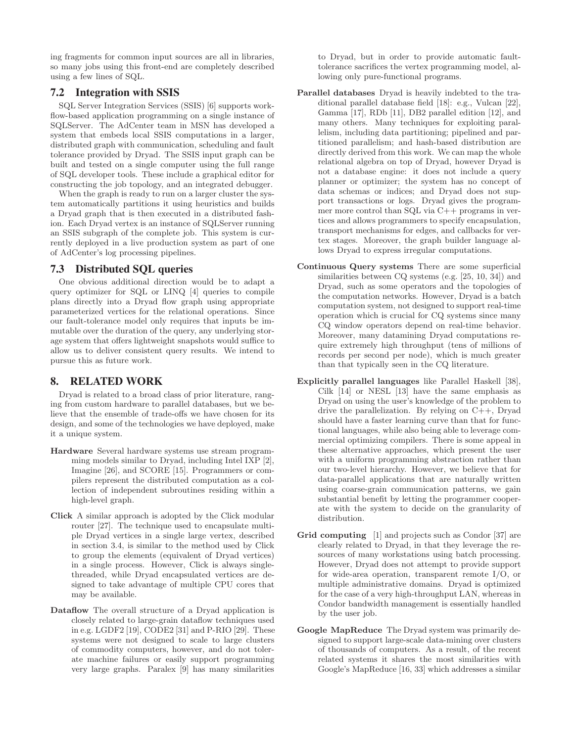ing fragments for common input sources are all in libraries, so many jobs using this front-end are completely described using a few lines of SQL.

### 7.2 Integration with SSIS

SQL Server Integration Services (SSIS) [6] supports workflow-based application programming on a single instance of SQLServer. The AdCenter team in MSN has developed a system that embeds local SSIS computations in a larger, distributed graph with communication, scheduling and fault tolerance provided by Dryad. The SSIS input graph can be built and tested on a single computer using the full range of SQL developer tools. These include a graphical editor for constructing the job topology, and an integrated debugger.

When the graph is ready to run on a larger cluster the system automatically partitions it using heuristics and builds a Dryad graph that is then executed in a distributed fashion. Each Dryad vertex is an instance of SQLServer running an SSIS subgraph of the complete job. This system is currently deployed in a live production system as part of one of AdCenter's log processing pipelines.

### 7.3 Distributed SQL queries

One obvious additional direction would be to adapt a query optimizer for SQL or LINQ [4] queries to compile plans directly into a Dryad flow graph using appropriate parameterized vertices for the relational operations. Since our fault-tolerance model only requires that inputs be immutable over the duration of the query, any underlying storage system that offers lightweight snapshots would suffice to allow us to deliver consistent query results. We intend to pursue this as future work.

## 8. RELATED WORK

Dryad is related to a broad class of prior literature, ranging from custom hardware to parallel databases, but we believe that the ensemble of trade-offs we have chosen for its design, and some of the technologies we have deployed, make it a unique system.

**Hardware** Several hardware systems use stream programming models similar to Dryad, including Intel IXP [2], Imagine [26], and SCORE [15]. Programmers or compilers represent the distributed computation as a collection of independent subroutines residing within a high-level graph.

**Click** A similar approach is adopted by the Click modular router [27]. The technique used to encapsulate multiple Dryad vertices in a single large vertex, described in section 3.4, is similar to the method used by Click to group the elements (equivalent of Dryad vertices) in a single process. However, Click is always single-threaded, while Dryad encapsulated vertices are designed to take advantage of multiple CPU cores that may be available.

**Dataflow** The overall structure of a Dryad application is closely related to large-grain dataflow techniques used in e.g. LGDF2 [19], CODE2 [31] and P-RIO [29]. These systems were not designed to scale to large clusters of commodity computers, however, and do not tolerate machine failures or easily support programming very large graphs. Paralex [9] has many similarities to Dryad, but in order to provide automatic fault-tolerance sacrifices the vertex programming model, allowing only pure-functional programs.

**Parallel databases** Dryad is heavily indebted to the traditional parallel database field [18]: e.g., Vulcan [22], Gamma [17], RDb [11], DB2 parallel edition [12], and many others. Many techniques for exploiting parallelism, including data partitioning; pipelined and partitioned parallelism; and hash-based distribution are directly derived from this work. We can map the whole relational algebra on top of Dryad, however Dryad is not a database engine: it does not include a query planner or optimizer; the system has no concept of data schemas or indices; and Dryad does not support transactions or logs. Dryad gives the programmer more control than SQL via C++ programs in vertices and allows programmers to specify encapsulation, transport mechanisms for edges, and callbacks for vertex stages. Moreover, the graph builder language allows Dryad to express irregular computations.

**Continuous Query systems** There are some superficial similarities between CQ systems (e.g. [25, 10, 34]) and Dryad, such as some operators and the topologies of the computation networks. However, Dryad is a batch computation system, not designed to support real-time operation which is crucial for CQ systems since many CQ window operators depend on real-time behavior. Moreover, many datamining Dryad computations require extremely high throughput (tens of millions of records per second per node), which is much greater than that typically seen in the CQ literature.

**Explicitly parallel languages** like Parallel Haskell [38], Cilk [14] or NESL [13] have the same emphasis as Dryad on using the user's knowledge of the problem to drive the parallelization. By relying on C++, Dryad should have a faster learning curve than that for functional languages, while also being able to leverage commercial optimizing compilers. There is some appeal in these alternative approaches, which present the user with a uniform programming abstraction rather than our two-level hierarchy. However, we believe that for data-parallel applications that are naturally written using coarse-grain communication patterns, we gain substantial benefit by letting the programmer cooperate with the system to decide on the granularity of distribution.

**Grid computing** [1] and projects such as Condor [37] are clearly related to Dryad, in that they leverage the resources of many workstations using batch processing. However, Dryad does not attempt to provide support for wide-area operation, transparent remote I/O, or multiple administrative domains. Dryad is optimized for the case of a very high-throughput LAN, whereas in Condor bandwidth management is essentially handled by the user job.

**Google MapReduce** The Dryad system was primarily designed to support large-scale data-mining over clusters of thousands of computers. As a result, of the recent related systems it shares the most similarities with Google's MapReduce [16, 33] which addresses a similar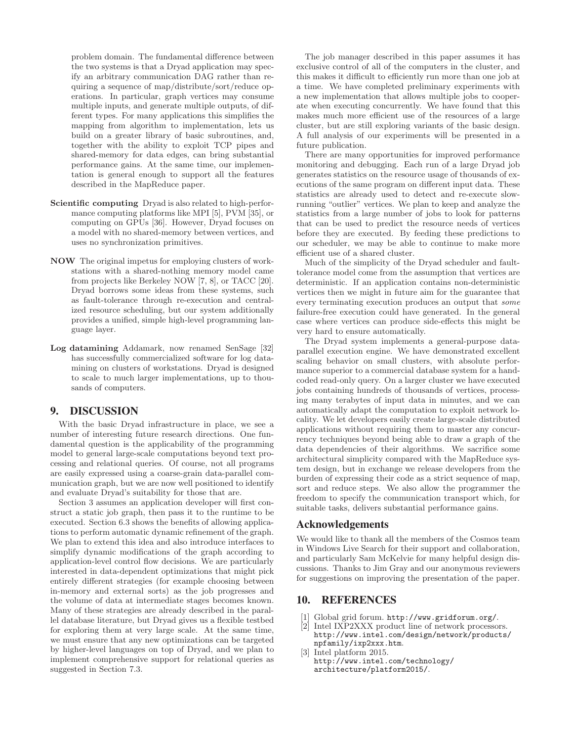problem domain. The fundamental difference between the two systems is that a Dryad application may specify an arbitrary communication DAG rather than requiring a sequence of map/distribute/sort/reduce operations. In particular, graph vertices may consume multiple inputs, and generate multiple outputs, of different types. For many applications this simplifies the mapping from algorithm to implementation, lets us build on a greater library of basic subroutines, and, together with the ability to exploit TCP pipes and shared-memory for data edges, can bring substantial performance gains. At the same time, our implementation is general enough to support all the features described in the MapReduce paper.

**Scientific computing** Dryad is also related to high-performance computing platforms like MPI [5], PVM [35], or computing on GPUs [36]. However, Dryad focuses on a model with no shared-memory between vertices, and uses no synchronization primitives.

**NOW** The original impetus for employing clusters of workstations with a shared-nothing memory model came from projects like Berkeley NOW [7, 8], or TACC [20]. Dryad borrows some ideas from these systems, such as fault-tolerance through re-execution and centralized resource scheduling, but our system additionally provides a unified, simple high-level programming language layer.

**Log datamining** Addamark, now renamed SenSage [32] has successfully commercialized software for log datamining on clusters of workstations. Dryad is designed to scale to much larger implementations, up to thousands of computers.

## 9. DISCUSSION

With the basic Dryad infrastructure in place, we see a number of interesting future research directions. One fundamental question is the applicability of the programming model to general large-scale computations beyond text processing and relational queries. Of course, not all programs are easily expressed using a coarse-grain data-parallel communication graph, but we are now well positioned to identify and evaluate Dryad's suitability for those that are.

Section 3 assumes an application developer will first construct a static job graph, then pass it to the runtime to be executed. Section 6.3 shows the benefits of allowing applications to perform automatic dynamic refinement of the graph. We plan to extend this idea and also introduce interfaces to simplify dynamic modifications of the graph according to application-level control flow decisions. We are particularly interested in data-dependent optimizations that might pick entirely different strategies (for example choosing between in-memory and external sorts) as the job progresses and the volume of data at intermediate stages becomes known. Many of these strategies are already described in the parallel database literature, but Dryad gives us a flexible testbed for exploring them at very large scale. At the same time, we must ensure that any new optimizations can be targeted by higher-level languages on top of Dryad, and we plan to implement comprehensive support for relational queries as suggested in Section 7.3.

The job manager described in this paper assumes it has exclusive control of all of the computers in the cluster, and this makes it difficult to efficiently run more than one job at a time. We have completed preliminary experiments with a new implementation that allows multiple jobs to cooperate when executing concurrently. We have found that this makes much more efficient use of the resources of a large cluster, but are still exploring variants of the basic design. A full analysis of our experiments will be presented in a future publication.

There are many opportunities for improved performance monitoring and debugging. Each run of a large Dryad job generates statistics on the resource usage of thousands of executions of the same program on different input data. These statistics are already used to detect and re-execute slow-running "outlier" vertices. We plan to keep and analyze the statistics from a large number of jobs to look for patterns that can be used to predict the resource needs of vertices before they are executed. By feeding these predictions to our scheduler, we may be able to continue to make more efficient use of a shared cluster.

Much of the simplicity of the Dryad scheduler and fault-tolerance model come from the assumption that vertices are deterministic. If an application contains non-deterministic vertices then we might in future aim for the guarantee that every terminating execution produces an output that *some* failure-free execution could have generated. In the general case where vertices can produce side-effects this might be very hard to ensure automatically.

The Dryad system implements a general-purpose data-parallel execution engine. We have demonstrated excellent scaling behavior on small clusters, with absolute performance superior to a commercial database system for a hand-coded read-only query. On a larger cluster we have executed jobs containing hundreds of thousands of vertices, processing many terabytes of input data in minutes, and we can automatically adapt the computation to exploit network locality. We let developers easily create large-scale distributed applications without requiring them to master any concurrency techniques beyond being able to draw a graph of the data dependencies of their algorithms. We sacrifice some architectural simplicity compared with the MapReduce system design, but in exchange we release developers from the burden of expressing their code as a strict sequence of map, sort and reduce steps. We also allow the programmer the freedom to specify the communication transport which, for suitable tasks, delivers substantial performance gains.

## Acknowledgements

We would like to thank all the members of the Cosmos team in Windows Live Search for their support and collaboration, and particularly Sam McKelvie for many helpful design discussions. Thanks to Jim Gray and our anonymous reviewers for suggestions on improving the presentation of the paper.

## 10. REFERENCES

[1] Global grid forum. `http://www.gridforum.org/`.

[2] Intel IXP2XXX product line of network processors. `http://www.intel.com/design/network/products/npfamily/ixp2xxx.htm`.

[3] Intel platform 2015. `http://www.intel.com/technology/architecture/platform2015/`.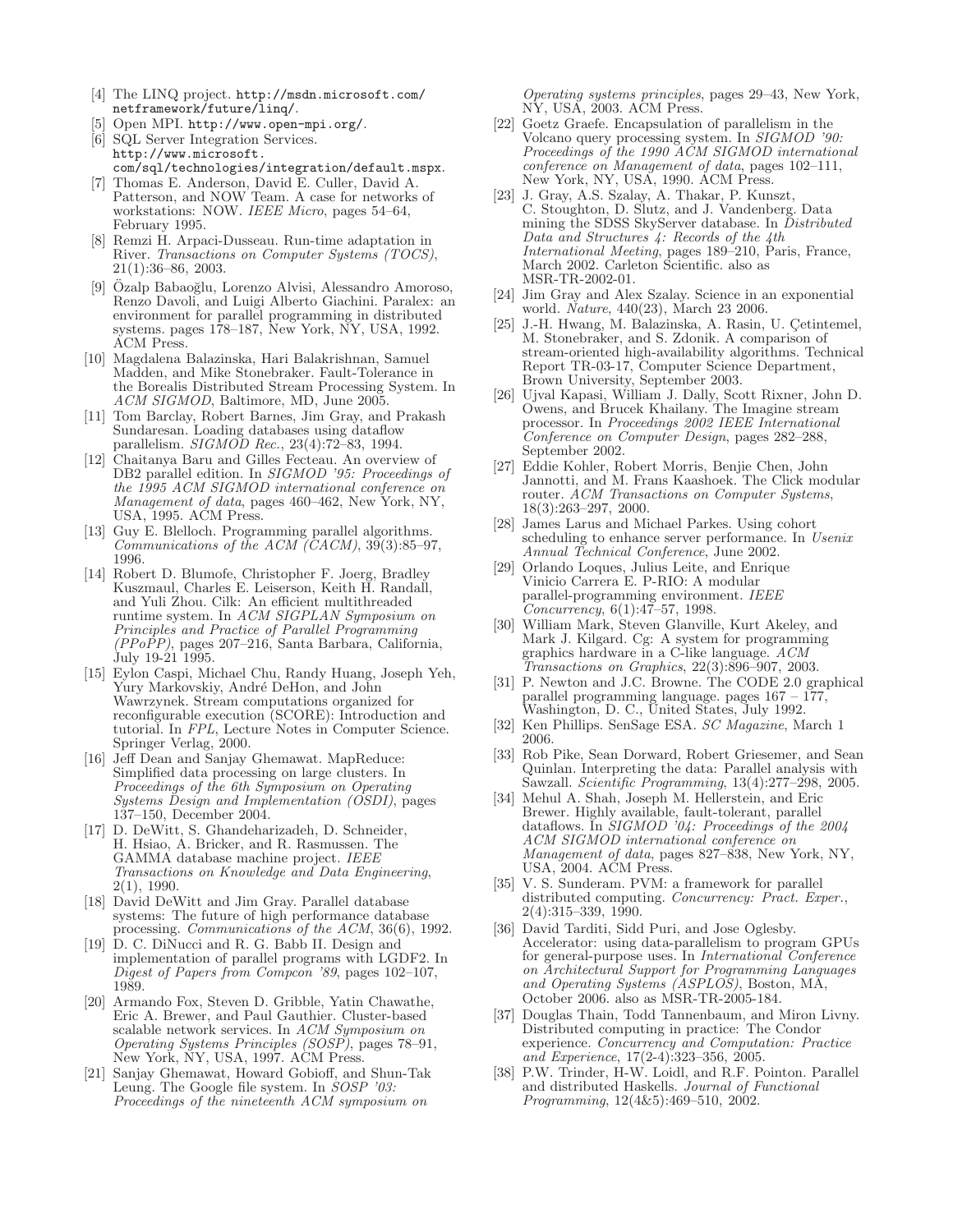[4] The LINQ project. http://msdn.microsoft.com/netframework/future/linq/.

[5] Open MPI. http://www.open-mpi.org/.

[6] SQL Server Integration Services. http://www.microsoft.com/sql/technologies/integration/default.mspx.

[7] Thomas E. Anderson, David E. Culler, David A. Patterson, and NOW Team. A case for networks of workstations: NOW. *IEEE Micro*, pages 54–64, February 1995.

[8] Remzi H. Arpaci-Dusseau. Run-time adaptation in River. *Transactions on Computer Systems (TOCS)*, 21(1):36–86, 2003.

[9] Özalp Babaoğlu, Lorenzo Alvisi, Alessandro Amoroso, Renzo Davoli, and Luigi Alberto Giachini. Paralex: an environment for parallel programming in distributed systems. pages 178–187, New York, NY, USA, 1992. ACM Press.

[10] Magdalena Balazinska, Hari Balakrishnan, Samuel Madden, and Mike Stonebraker. Fault-Tolerance in the Borealis Distributed Stream Processing System. In *ACM SIGMOD*, Baltimore, MD, June 2005.

[11] Tom Barclay, Robert Barnes, Jim Gray, and Prakash Sundaresan. Loading databases using dataflow parallelism. *SIGMOD Rec.*, 23(4):72–83, 1994.

[12] Chaitanya Baru and Gilles Fecteau. An overview of DB2 parallel edition. In *SIGMOD '95: Proceedings of the 1995 ACM SIGMOD international conference on Management of data*, pages 460–462, New York, NY, USA, 1995. ACM Press.

[13] Guy E. Blelloch. Programming parallel algorithms. *Communications of the ACM (CACM)*, 39(3):85–97, 1996.

[14] Robert D. Blumofe, Christopher F. Joerg, Bradley Kuszmaul, Charles E. Leiserson, Keith H. Randall, and Yuli Zhou. Cilk: An efficient multithreaded runtime system. In *ACM SIGPLAN Symposium on Principles and Practice of Parallel Programming (PPoPP)*, pages 207–216, Santa Barbara, California, July 19-21 1995.

[15] Eylon Caspi, Michael Chu, Randy Huang, Joseph Yeh, Yury Markovskiy, André DeHon, and John Wawrzynek. Stream computations organized for reconfigurable execution (SCORE): Introduction and tutorial. In *FPL*, Lecture Notes in Computer Science. Springer Verlag, 2000.

[16] Jeff Dean and Sanjay Ghemawat. MapReduce: Simplified data processing on large clusters. In *Proceedings of the 6th Symposium on Operating Systems Design and Implementation (OSDI)*, pages 137–150, December 2004.

[17] D. DeWitt, S. Ghandeharizadeh, D. Schneider, H. Hsiao, A. Bricker, and R. Rasmussen. The GAMMA database machine project. *IEEE Transactions on Knowledge and Data Engineering*, 2(1), 1990.

[18] David DeWitt and Jim Gray. Parallel database systems: The future of high performance database processing. *Communications of the ACM*, 36(6), 1992.

[19] D. C. DiNucci and R. G. Babb II. Design and implementation of parallel programs with LGDF2. In *Digest of Papers from Compcon '89*, pages 102–107, 1989.

[20] Armando Fox, Steven D. Gribble, Yatin Chawathe, Eric A. Brewer, and Paul Gauthier. Cluster-based scalable network services. In *ACM Symposium on Operating Systems Principles (SOSP)*, pages 78–91, New York, NY, USA, 1997. ACM Press.

[21] Sanjay Ghemawat, Howard Gobioff, and Shun-Tak Leung. The Google file system. In *SOSP '03: Proceedings of the nineteenth ACM symposium on Operating systems principles*, pages 29–43, New York, NY, USA, 2003. ACM Press.

[22] Goetz Graefe. Encapsulation of parallelism in the Volcano query processing system. In *SIGMOD '90: Proceedings of the 1990 ACM SIGMOD international conference on Management of data*, pages 102–111, New York, NY, USA, 1990. ACM Press.

[23] J. Gray, A.S. Szalay, A. Thakar, P. Kunszt, C. Stoughton, D. Slutz, and J. Vandenberg. Data mining the SDSS SkyServer database. In *Distributed Data and Structures 4: Records of the 4th International Meeting*, pages 189–210, Paris, France, March 2002. Carleton Scientific. also as MSR-TR-2002-01.

[24] Jim Gray and Alex Szalay. Science in an exponential world. *Nature*, 440(23), March 23 2006.

[25] J.-H. Hwang, M. Balazinska, A. Rasin, U. Çetintemel, M. Stonebraker, and S. Zdonik. A comparison of stream-oriented high-availability algorithms. Technical Report TR-03-17, Computer Science Department, Brown University, September 2003.

[26] Ujval Kapasi, William J. Dally, Scott Rixner, John D. Owens, and Brucek Khailany. The Imagine stream processor. In *Proceedings 2002 IEEE International Conference on Computer Design*, pages 282–288, September 2002.

[27] Eddie Kohler, Robert Morris, Benjie Chen, John Jannotti, and M. Frans Kaashoek. The Click modular router. *ACM Transactions on Computer Systems*, 18(3):263–297, 2000.

[28] James Larus and Michael Parkes. Using cohort scheduling to enhance server performance. In *Usenix Annual Technical Conference*, June 2002.

[29] Orlando Loques, Julius Leite, and Enrique Vinicio Carrera E. P-RIO: A modular parallel-programming environment. *IEEE Concurrency*, 6(1):47–57, 1998.

[30] William Mark, Steven Glanville, Kurt Akeley, and Mark J. Kilgard. Cg: A system for programming graphics hardware in a C-like language. *ACM Transactions on Graphics*, 22(3):896–907, 2003.

[31] P. Newton and J.C. Browne. The CODE 2.0 graphical parallel programming language. pages 167 – 177, Washington, D. C., United States, July 1992.

[32] Ken Phillips. SenSage ESA. *SC Magazine*, March 1 2006.

[33] Rob Pike, Sean Dorward, Robert Griesemer, and Sean Quinlan. Interpreting the data: Parallel analysis with Sawzall. *Scientific Programming*, 13(4):277–298, 2005.

[34] Mehul A. Shah, Joseph M. Hellerstein, and Eric Brewer. Highly available, fault-tolerant, parallel dataflows. In *SIGMOD '04: Proceedings of the 2004 ACM SIGMOD international conference on Management of data*, pages 827–838, New York, NY, USA, 2004. ACM Press.

[35] V. S. Sunderam. PVM: a framework for parallel distributed computing. *Concurrency: Pract. Exper.*, 2(4):315–339, 1990.

[36] David Tarditi, Sidd Puri, and Jose Oglesby. Accelerator: using data-parallelism to program GPUs for general-purpose uses. In *International Conference on Architectural Support for Programming Languages and Operating Systems (ASPLOS)*, Boston, MA, October 2006. also as MSR-TR-2005-184.

[37] Douglas Thain, Todd Tannenbaum, and Miron Livny. Distributed computing in practice: The Condor experience. *Concurrency and Computation: Practice and Experience*, 17(2-4):323–356, 2005.

[38] P.W. Trinder, H-W. Loidl, and R.F. Pointon. Parallel and distributed Haskells. *Journal of Functional Programming*, 12(4&5):469–510, 2002.